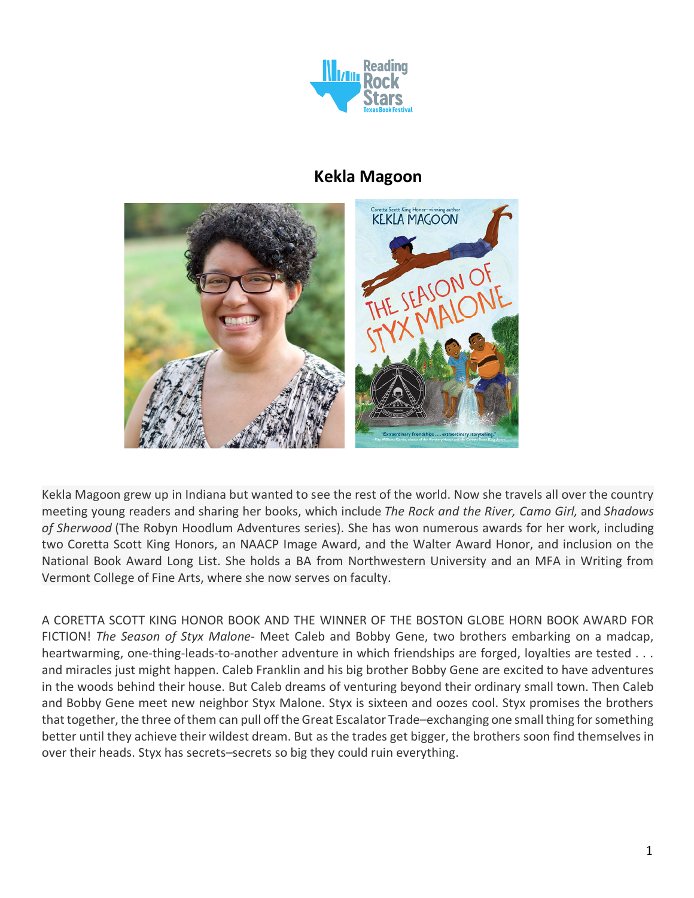# Kekla Magoon

Kekla Magoon grew up in Indiana but wanted to see the rest of the world. Now she travels all over the country meeting young readers and sharing her books, which include *The Rock and the River, Camo Girl,* and *Shadows of Sherwood* (The Robyn Hoodlum Adventures series). She has won numerous awards for her work, including two Coretta Scott King Honors, an NAACP Image Award, and the Walter Award Honor, and inclusion on the National Book Award Long List. She holds a BA from Northwestern University and an MFA in Writing from Vermont College of Fine Arts, where she now serves on faculty.

A CORETTA SCOTT KING HONOR BOOK AND THE WINNER OF THE BOSTON GLOBE HORN BOOK AWARD FOR FICTION! *The Season of Styx Malone*- Meet Caleb and Bobby Gene, two brothers embarking on a madcap, heartwarming, one-thing-leads-to-another adventure in which friendships are forged, loyalties are tested . . . and miracles just might happen. Caleb Franklin and his big brother Bobby Gene are excited to have adventures in the woods behind their house. But Caleb dreams of venturing beyond their ordinary small town. Then Caleb and Bobby Gene meet new neighbor Styx Malone. Styx is sixteen and oozes cool. Styx promises the brothers that together, the three of them can pull off the Great Escalator Trade–exchanging one small thing for something better until they achieve their wildest dream. But as the trades get bigger, the brothers soon find themselves in over their heads. Styx has secrets–secrets so big they could ruin everything.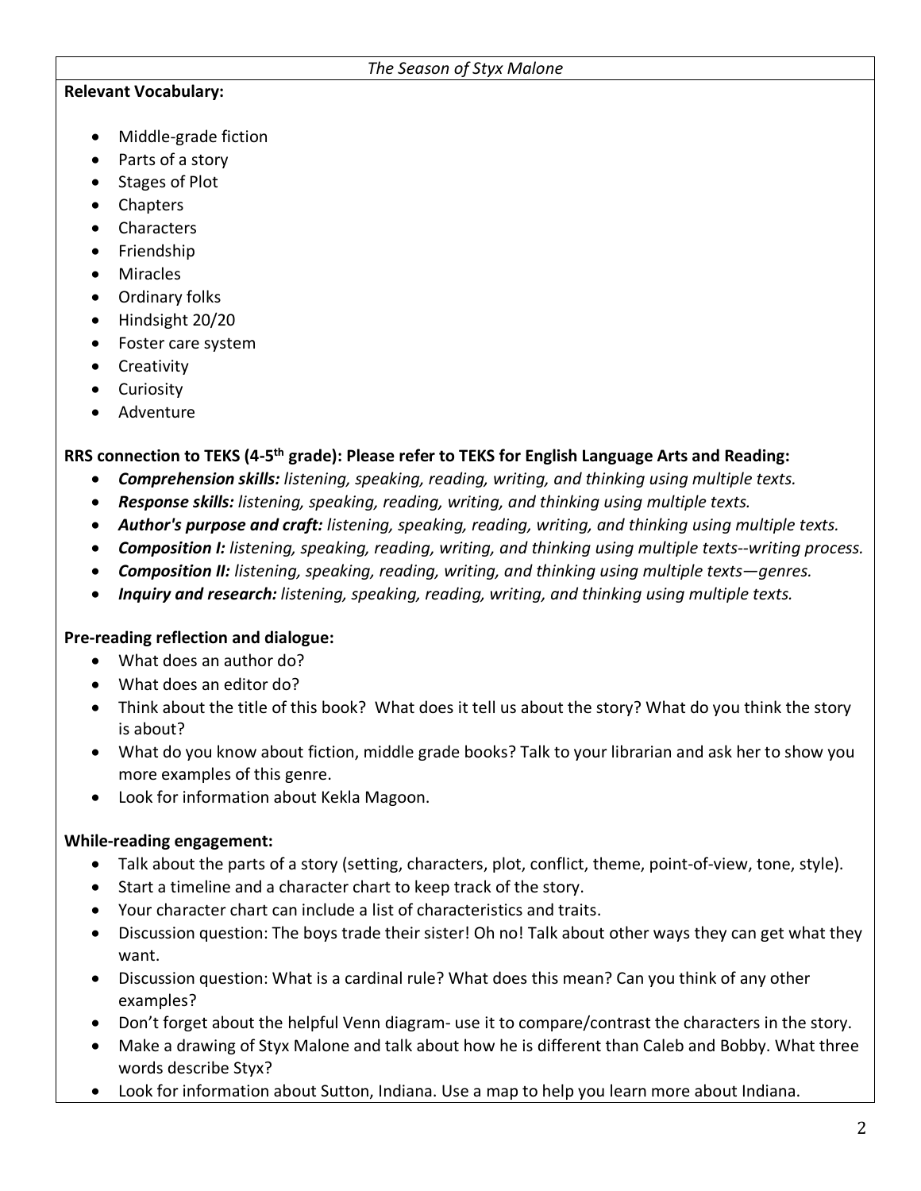*The Season of Styx Malone*

**Relevant Vocabulary:**

- Middle-grade fiction
- Parts of a story
- Stages of Plot
- Chapters
- Characters
- Friendship
- Miracles
- Ordinary folks
- Hindsight 20/20
- Foster care system
- Creativity
- Curiosity
- Adventure

**RRS connection to TEKS (4-5th grade): Please refer to TEKS for English Language Arts and Reading:**

- ***Comprehension skills:*** *listening, speaking, reading, writing, and thinking using multiple texts.*
- ***Response skills:*** *listening, speaking, reading, writing, and thinking using multiple texts.*
- ***Author's purpose and craft:*** *listening, speaking, reading, writing, and thinking using multiple texts.*
- ***Composition I:*** *listening, speaking, reading, writing, and thinking using multiple texts--writing process.*
- ***Composition II:*** *listening, speaking, reading, writing, and thinking using multiple texts—genres.*
- ***Inquiry and research:*** *listening, speaking, reading, writing, and thinking using multiple texts.*

**Pre-reading reflection and dialogue:**

- What does an author do?
- What does an editor do?
- Think about the title of this book? What does it tell us about the story? What do you think the story is about?
- What do you know about fiction, middle grade books? Talk to your librarian and ask her to show you more examples of this genre.
- Look for information about Kekla Magoon.

**While-reading engagement:**

- Talk about the parts of a story (setting, characters, plot, conflict, theme, point-of-view, tone, style).
- Start a timeline and a character chart to keep track of the story.
- Your character chart can include a list of characteristics and traits.
- Discussion question: The boys trade their sister! Oh no! Talk about other ways they can get what they want.
- Discussion question: What is a cardinal rule? What does this mean? Can you think of any other examples?
- Don't forget about the helpful Venn diagram- use it to compare/contrast the characters in the story.
- Make a drawing of Styx Malone and talk about how he is different than Caleb and Bobby. What three words describe Styx?
- Look for information about Sutton, Indiana. Use a map to help you learn more about Indiana.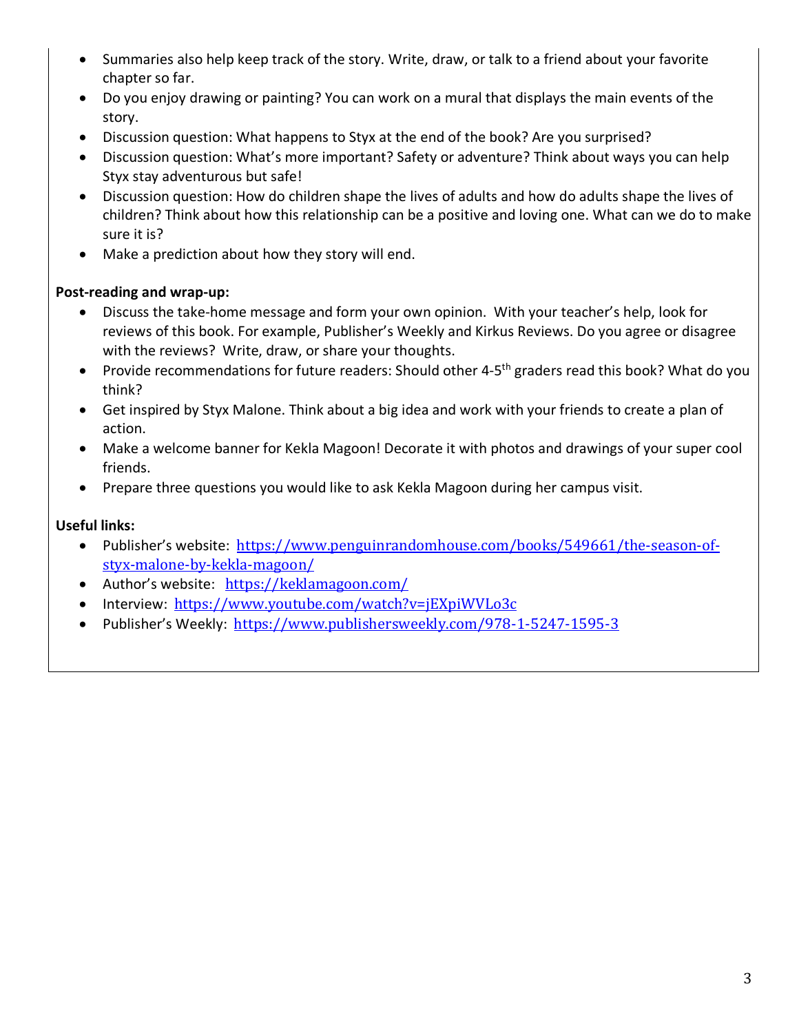- Summaries also help keep track of the story. Write, draw, or talk to a friend about your favorite chapter so far.
- Do you enjoy drawing or painting? You can work on a mural that displays the main events of the story.
- Discussion question: What happens to Styx at the end of the book? Are you surprised?
- Discussion question: What's more important? Safety or adventure? Think about ways you can help Styx stay adventurous but safe!
- Discussion question: How do children shape the lives of adults and how do adults shape the lives of children? Think about how this relationship can be a positive and loving one. What can we do to make sure it is?
- Make a prediction about how they story will end.

**Post-reading and wrap-up:**

- Discuss the take-home message and form your own opinion. With your teacher's help, look for reviews of this book. For example, Publisher's Weekly and Kirkus Reviews. Do you agree or disagree with the reviews? Write, draw, or share your thoughts.
- Provide recommendations for future readers: Should other 4-5th graders read this book? What do you think?
- Get inspired by Styx Malone. Think about a big idea and work with your friends to create a plan of action.
- Make a welcome banner for Kekla Magoon! Decorate it with photos and drawings of your super cool friends.
- Prepare three questions you would like to ask Kekla Magoon during her campus visit.

**Useful links:**

- Publisher's website: https://www.penguinrandomhouse.com/books/549661/the-season-of-styx-malone-by-kekla-magoon/
- Author's website: https://keklamagoon.com/
- Interview: https://www.youtube.com/watch?v=jEXpiWVLo3c
- Publisher's Weekly: https://www.publishersweekly.com/978-1-5247-1595-3